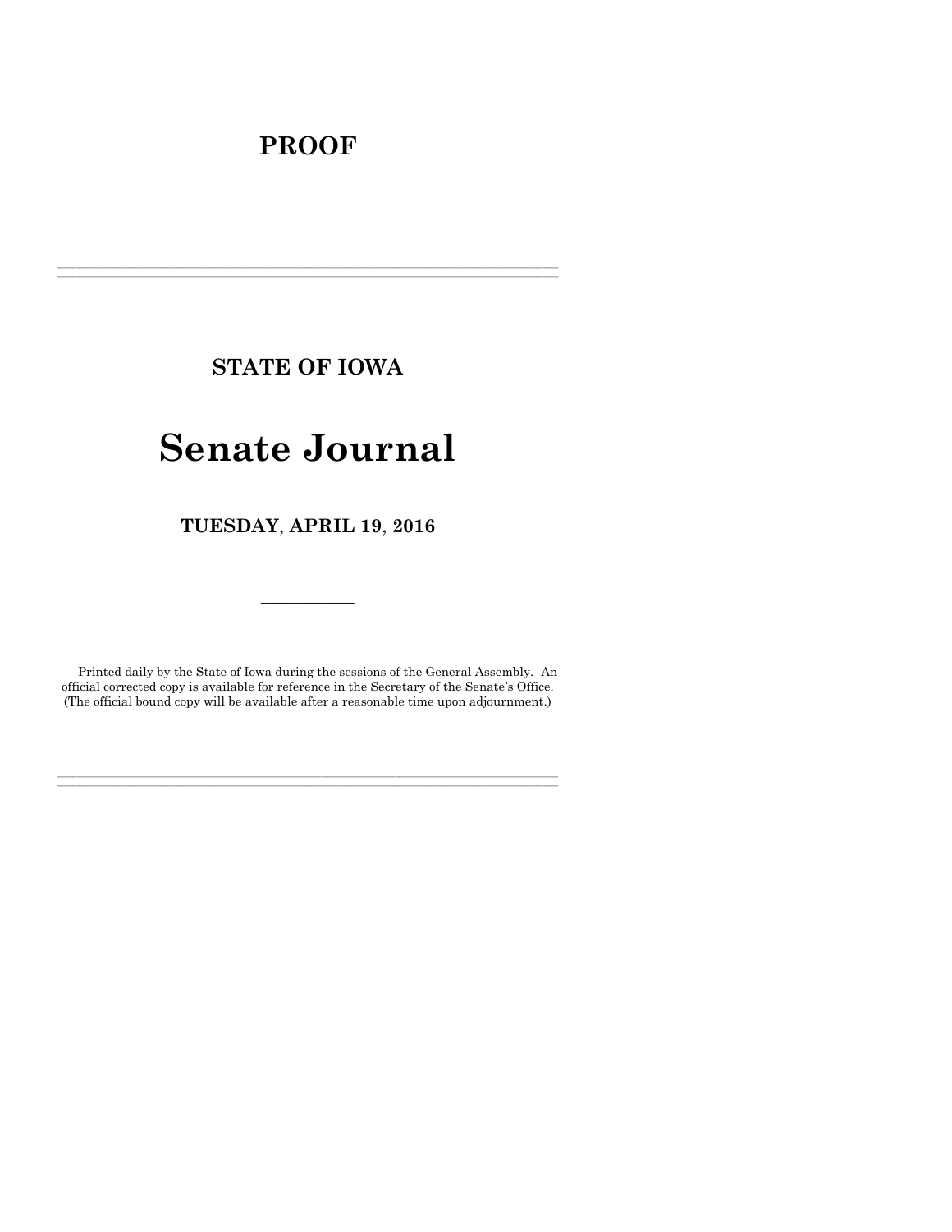# PROOF

---

## STATE OF IOWA

# Senate Journal

## TUESDAY, APRIL 19, 2016

---

Printed daily by the State of Iowa during the sessions of the General Assembly. An official corrected copy is available for reference in the Secretary of the Senate's Office. (The official bound copy will be available after a reasonable time upon adjournment.)

---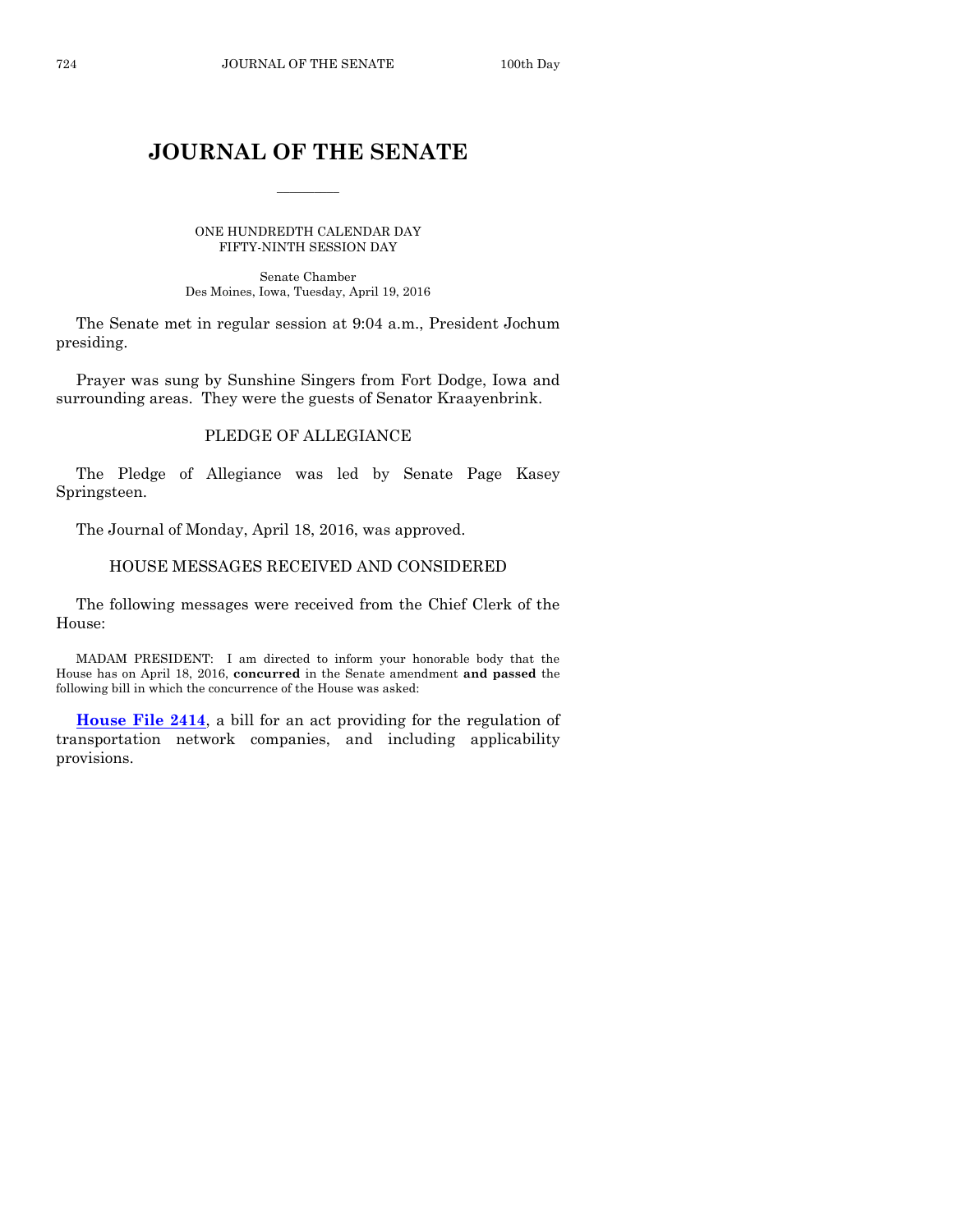# JOURNAL OF THE SENATE

---

ONE HUNDREDTH CALENDAR DAY
FIFTY-NINTH SESSION DAY

Senate Chamber
Des Moines, Iowa, Tuesday, April 19, 2016

The Senate met in regular session at 9:04 a.m., President Jochum presiding.

Prayer was sung by Sunshine Singers from Fort Dodge, Iowa and surrounding areas. They were the guests of Senator Kraayenbrink.

## PLEDGE OF ALLEGIANCE

The Pledge of Allegiance was led by Senate Page Kasey Springsteen.

The Journal of Monday, April 18, 2016, was approved.

## HOUSE MESSAGES RECEIVED AND CONSIDERED

The following messages were received from the Chief Clerk of the House:

MADAM PRESIDENT: I am directed to inform your honorable body that the House has on April 18, 2016, **concurred** in the Senate amendment **and passed** the following bill in which the concurrence of the House was asked:

**House File 2414**, a bill for an act providing for the regulation of transportation network companies, and including applicability provisions.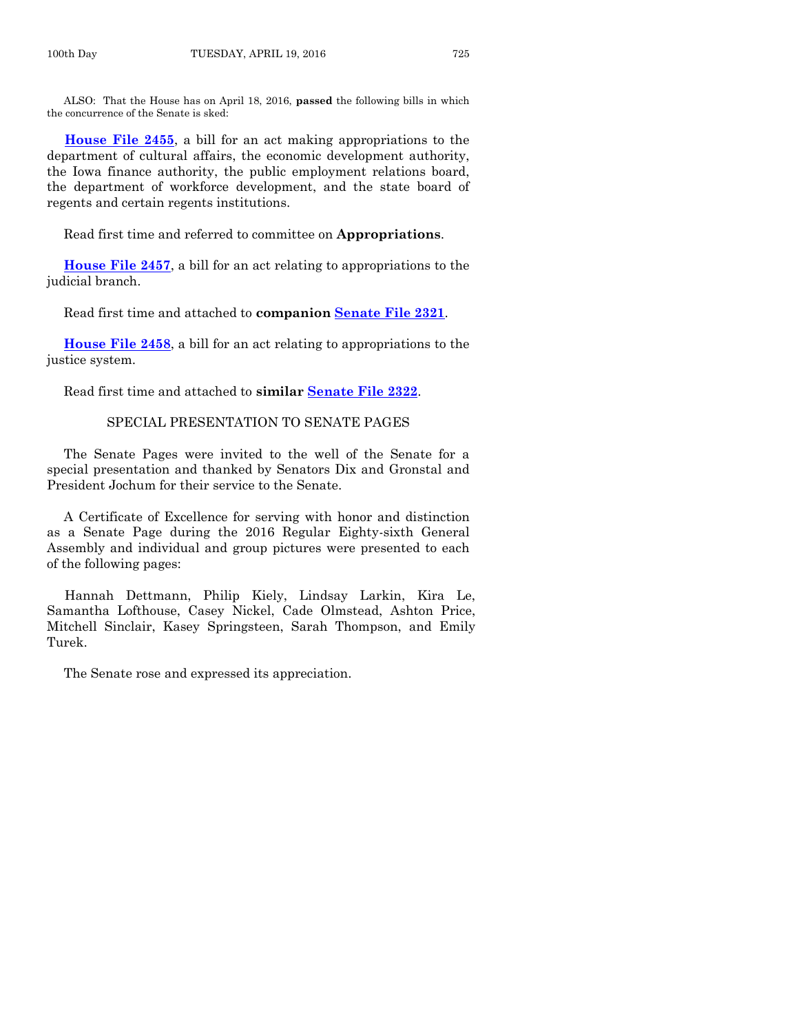ALSO: That the House has on April 18, 2016, **passed** the following bills in which the concurrence of the Senate is sked:

**House File 2455**, a bill for an act making appropriations to the department of cultural affairs, the economic development authority, the Iowa finance authority, the public employment relations board, the department of workforce development, and the state board of regents and certain regents institutions.

Read first time and referred to committee on **Appropriations**.

**House File 2457**, a bill for an act relating to appropriations to the judicial branch.

Read first time and attached to **companion Senate File 2321**.

**House File 2458**, a bill for an act relating to appropriations to the justice system.

Read first time and attached to **similar Senate File 2322**.

SPECIAL PRESENTATION TO SENATE PAGES

The Senate Pages were invited to the well of the Senate for a special presentation and thanked by Senators Dix and Gronstal and President Jochum for their service to the Senate.

A Certificate of Excellence for serving with honor and distinction as a Senate Page during the 2016 Regular Eighty-sixth General Assembly and individual and group pictures were presented to each of the following pages:

Hannah Dettmann, Philip Kiely, Lindsay Larkin, Kira Le, Samantha Lofthouse, Casey Nickel, Cade Olmstead, Ashton Price, Mitchell Sinclair, Kasey Springsteen, Sarah Thompson, and Emily Turek.

The Senate rose and expressed its appreciation.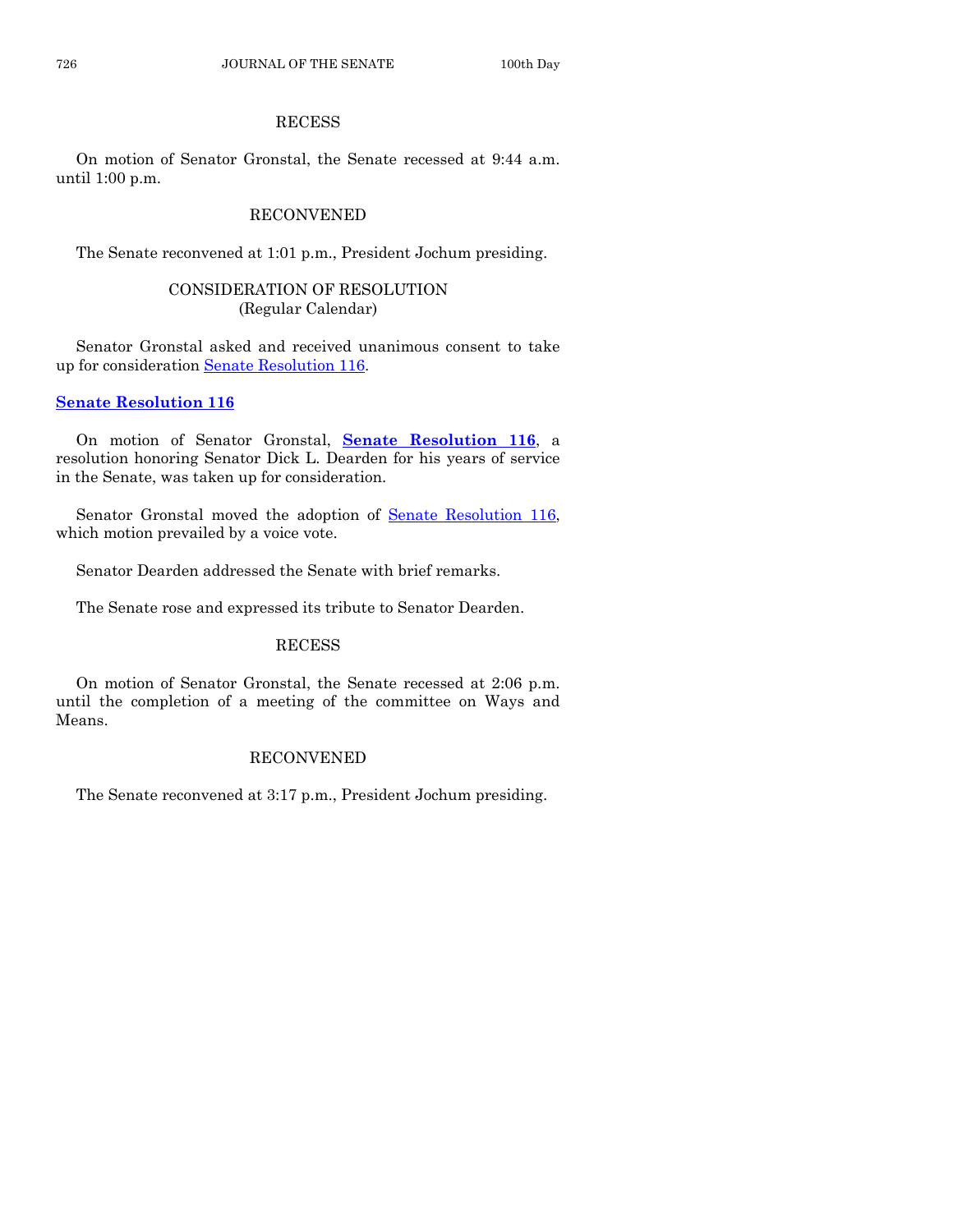## RECESS

On motion of Senator Gronstal, the Senate recessed at 9:44 a.m. until 1:00 p.m.

## RECONVENED

The Senate reconvened at 1:01 p.m., President Jochum presiding.

## CONSIDERATION OF RESOLUTION
(Regular Calendar)

Senator Gronstal asked and received unanimous consent to take up for consideration Senate Resolution 116.

**Senate Resolution 116**

On motion of Senator Gronstal, **Senate Resolution 116**, a resolution honoring Senator Dick L. Dearden for his years of service in the Senate, was taken up for consideration.

Senator Gronstal moved the adoption of Senate Resolution 116, which motion prevailed by a voice vote.

Senator Dearden addressed the Senate with brief remarks.

The Senate rose and expressed its tribute to Senator Dearden.

## RECESS

On motion of Senator Gronstal, the Senate recessed at 2:06 p.m. until the completion of a meeting of the committee on Ways and Means.

## RECONVENED

The Senate reconvened at 3:17 p.m., President Jochum presiding.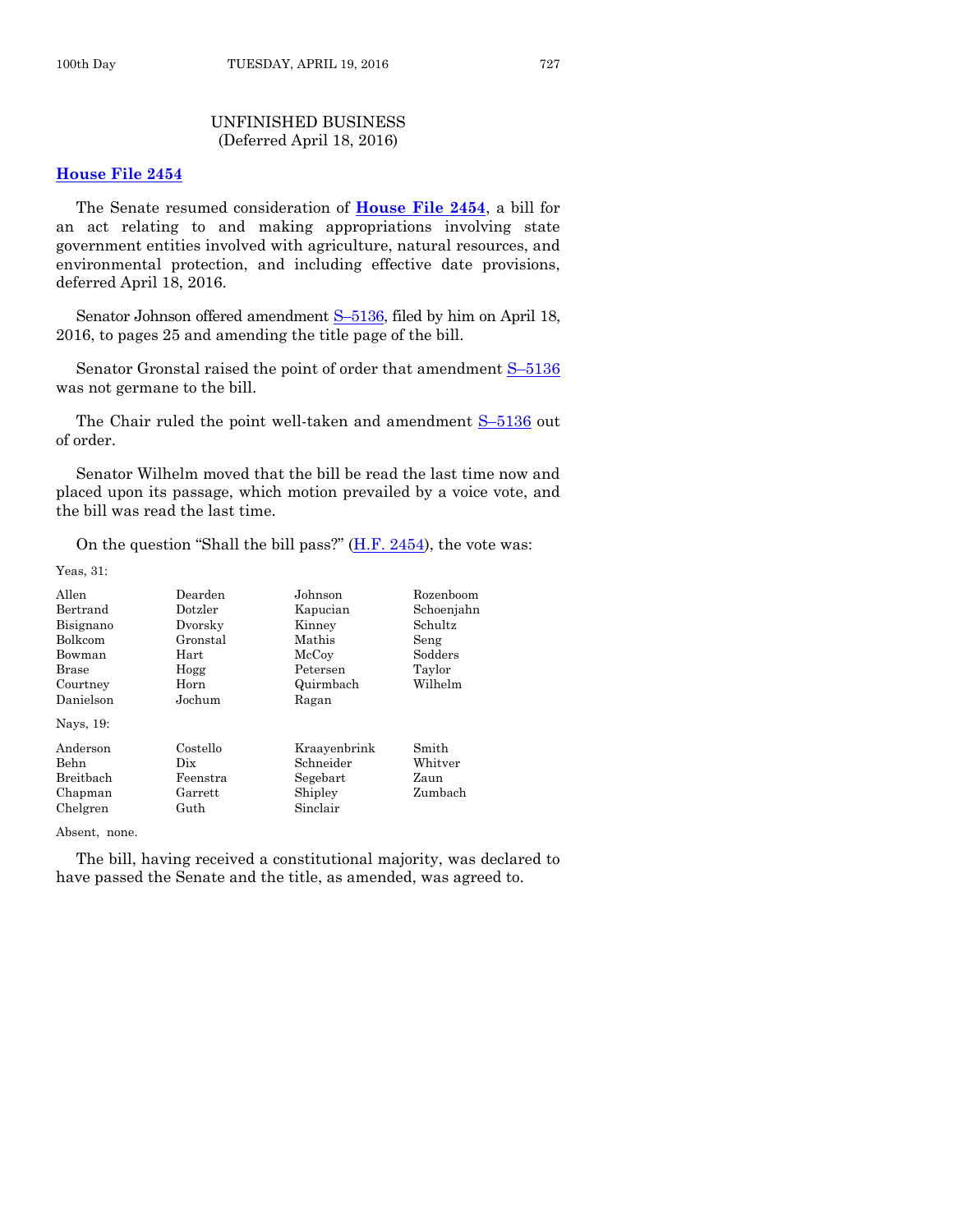## UNFINISHED BUSINESS
(Deferred April 18, 2016)

### **House File 2454**

The Senate resumed consideration of **House File 2454**, a bill for an act relating to and making appropriations involving state government entities involved with agriculture, natural resources, and environmental protection, and including effective date provisions, deferred April 18, 2016.

Senator Johnson offered amendment S–5136, filed by him on April 18, 2016, to pages 25 and amending the title page of the bill.

Senator Gronstal raised the point of order that amendment S–5136 was not germane to the bill.

The Chair ruled the point well-taken and amendment S–5136 out of order.

Senator Wilhelm moved that the bill be read the last time now and placed upon its passage, which motion prevailed by a voice vote, and the bill was read the last time.

On the question "Shall the bill pass?" (H.F. 2454), the vote was:

Yeas, 31:

| | | | |
|---|---|---|---|
| Allen | Dearden | Johnson | Rozenboom |
| Bertrand | Dotzler | Kapucian | Schoenjahn |
| Bisignano | Dvorsky | Kinney | Schultz |
| Bolkcom | Gronstal | Mathis | Seng |
| Bowman | Hart | McCoy | Sodders |
| Brase | Hogg | Petersen | Taylor |
| Courtney | Horn | Quirmbach | Wilhelm |
| Danielson | Jochum | Ragan | |

Nays, 19:

| | | | |
|---|---|---|---|
| Anderson | Costello | Kraayenbrink | Smith |
| Behn | Dix | Schneider | Whitver |
| Breitbach | Feenstra | Segebart | Zaun |
| Chapman | Garrett | Shipley | Zumbach |
| Chelgren | Guth | Sinclair | |

Absent, none.

The bill, having received a constitutional majority, was declared to have passed the Senate and the title, as amended, was agreed to.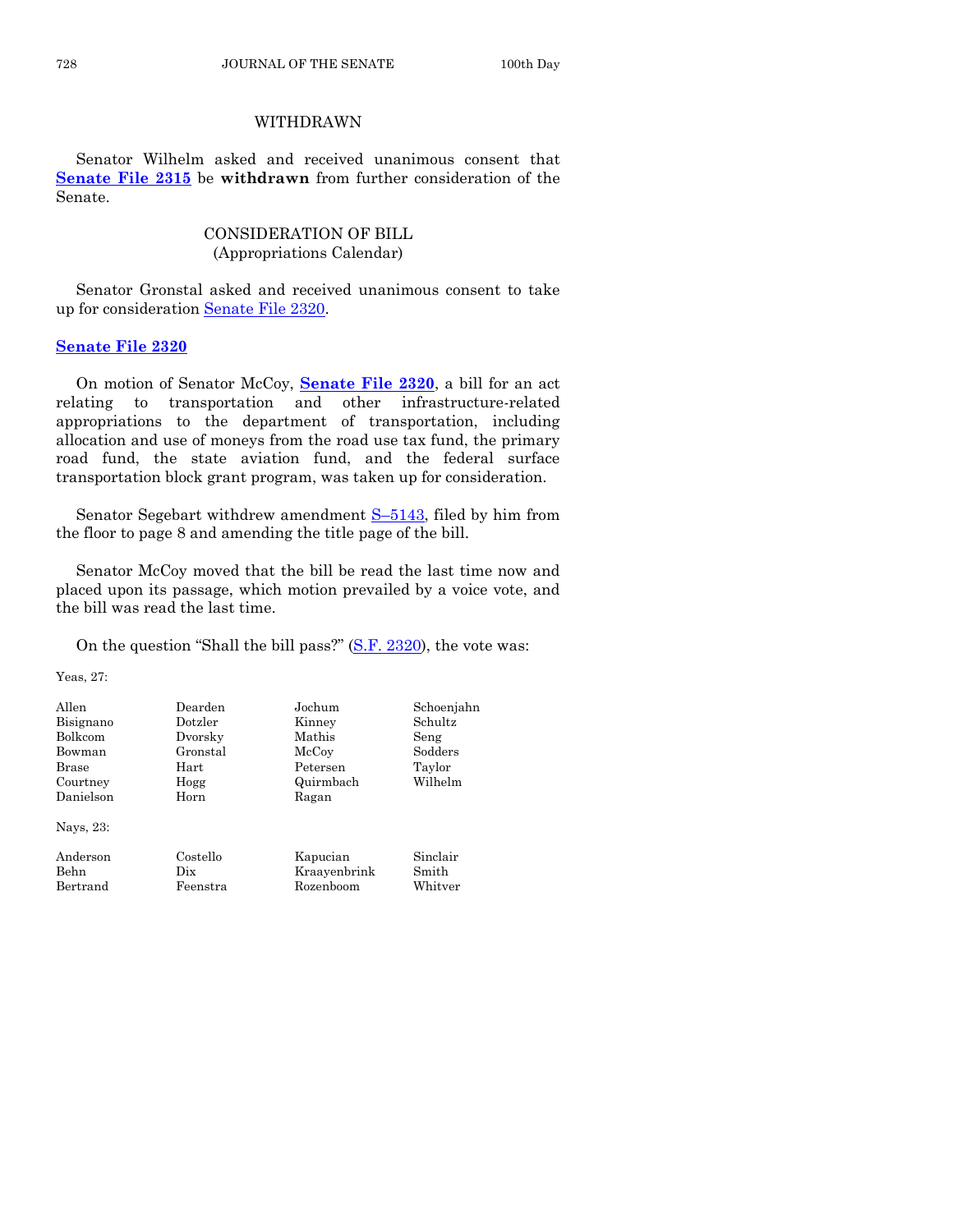## WITHDRAWN

Senator Wilhelm asked and received unanimous consent that **Senate File 2315** be **withdrawn** from further consideration of the Senate.

## CONSIDERATION OF BILL
(Appropriations Calendar)

Senator Gronstal asked and received unanimous consent to take up for consideration Senate File 2320.

**Senate File 2320**

On motion of Senator McCoy, **Senate File 2320**, a bill for an act relating to transportation and other infrastructure-related appropriations to the department of transportation, including allocation and use of moneys from the road use tax fund, the primary road fund, the state aviation fund, and the federal surface transportation block grant program, was taken up for consideration.

Senator Segebart withdrew amendment S–5143, filed by him from the floor to page 8 and amending the title page of the bill.

Senator McCoy moved that the bill be read the last time now and placed upon its passage, which motion prevailed by a voice vote, and the bill was read the last time.

On the question "Shall the bill pass?" (S.F. 2320), the vote was:

Yeas, 27:

| | | | |
|---|---|---|---|
| Allen | Dearden | Jochum | Schoenjahn |
| Bisignano | Dotzler | Kinney | Schultz |
| Bolkcom | Dvorsky | Mathis | Seng |
| Bowman | Gronstal | McCoy | Sodders |
| Brase | Hart | Petersen | Taylor |
| Courtney | Hogg | Quirmbach | Wilhelm |
| Danielson | Horn | Ragan | |

Nays, 23:

| | | | |
|---|---|---|---|
| Anderson | Costello | Kapucian | Sinclair |
| Behn | Dix | Kraayenbrink | Smith |
| Bertrand | Feenstra | Rozenboom | Whitver |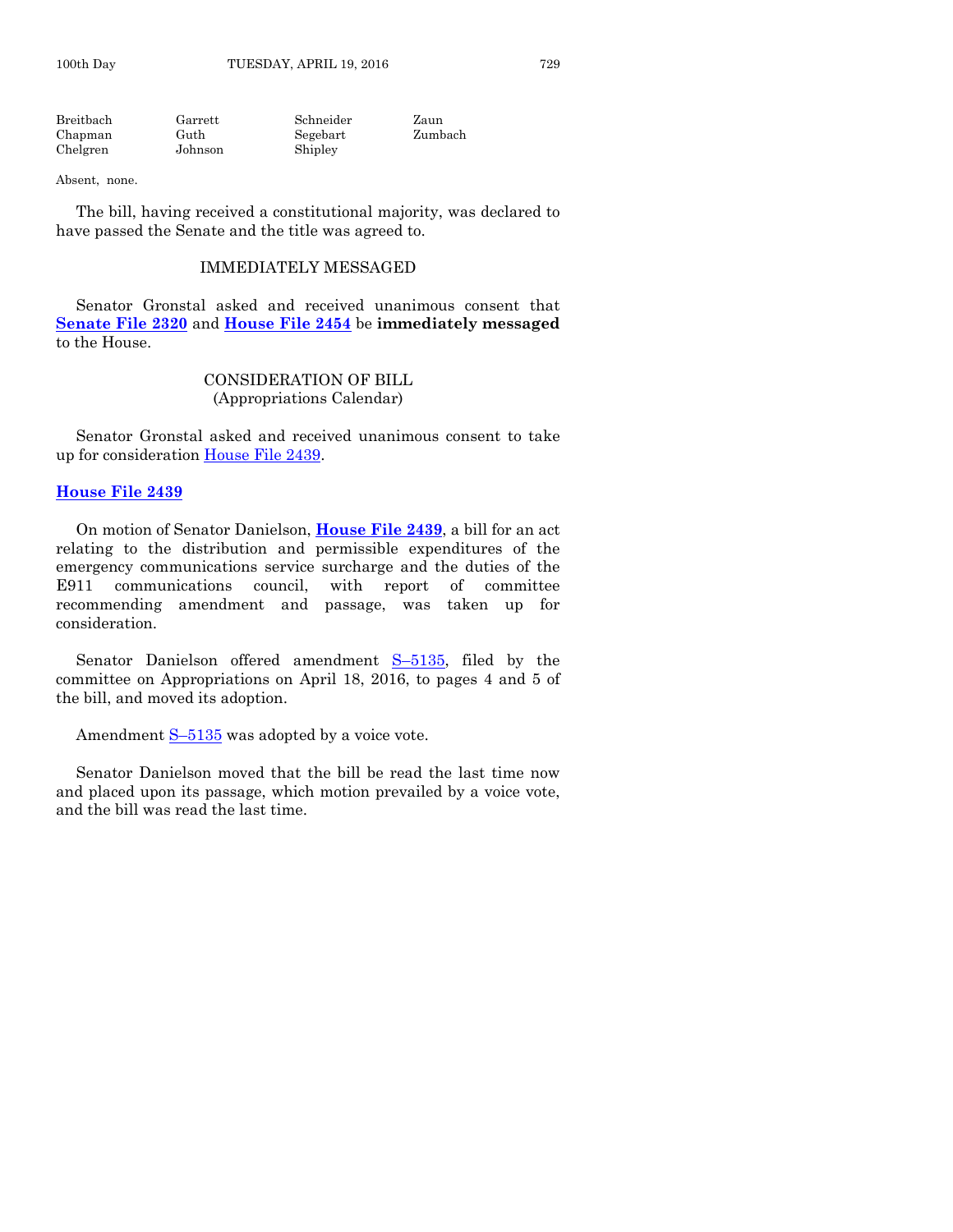| Breitbach | Garrett | Schneider | Zaun |
|---|---|---|---|
| Chapman | Guth | Segebart | Zumbach |
| Chelgren | Johnson | Shipley | |

Absent, none.

The bill, having received a constitutional majority, was declared to have passed the Senate and the title was agreed to.

## IMMEDIATELY MESSAGED

Senator Gronstal asked and received unanimous consent that **Senate File 2320** and **House File 2454** be **immediately messaged** to the House.

## CONSIDERATION OF BILL
(Appropriations Calendar)

Senator Gronstal asked and received unanimous consent to take up for consideration House File 2439.

**House File 2439**

On motion of Senator Danielson, **House File 2439**, a bill for an act relating to the distribution and permissible expenditures of the emergency communications service surcharge and the duties of the E911 communications council, with report of committee recommending amendment and passage, was taken up for consideration.

Senator Danielson offered amendment S–5135, filed by the committee on Appropriations on April 18, 2016, to pages 4 and 5 of the bill, and moved its adoption.

Amendment S–5135 was adopted by a voice vote.

Senator Danielson moved that the bill be read the last time now and placed upon its passage, which motion prevailed by a voice vote, and the bill was read the last time.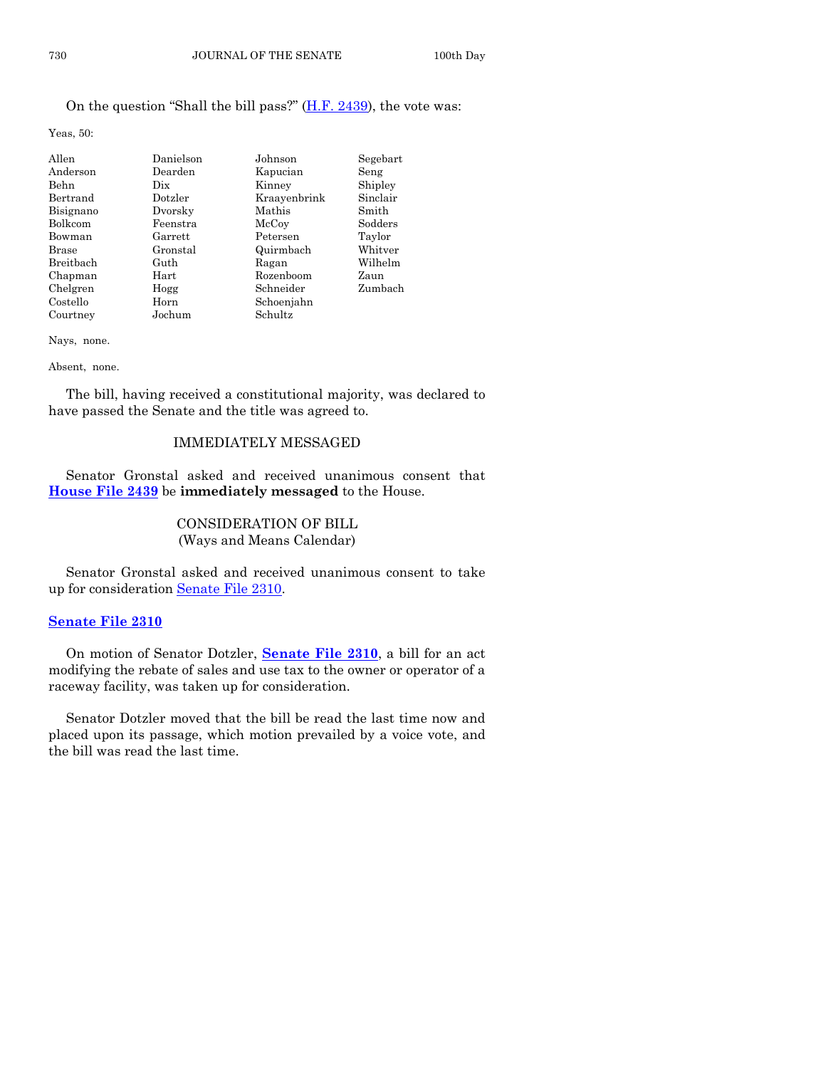On the question "Shall the bill pass?" (H.F. 2439), the vote was:

Yeas, 50:

| | | | |
|---|---|---|---|
| Allen | Danielson | Johnson | Segebart |
| Anderson | Dearden | Kapucian | Seng |
| Behn | Dix | Kinney | Shipley |
| Bertrand | Dotzler | Kraayenbrink | Sinclair |
| Bisignano | Dvorsky | Mathis | Smith |
| Bolkcom | Feenstra | McCoy | Sodders |
| Bowman | Garrett | Petersen | Taylor |
| Brase | Gronstal | Quirmbach | Whitver |
| Breitbach | Guth | Ragan | Wilhelm |
| Chapman | Hart | Rozenboom | Zaun |
| Chelgren | Hogg | Schneider | Zumbach |
| Costello | Horn | Schoenjahn | |
| Courtney | Jochum | Schultz | |

Nays, none.

Absent, none.

The bill, having received a constitutional majority, was declared to have passed the Senate and the title was agreed to.

## IMMEDIATELY MESSAGED

Senator Gronstal asked and received unanimous consent that **House File 2439** be **immediately messaged** to the House.

## CONSIDERATION OF BILL
(Ways and Means Calendar)

Senator Gronstal asked and received unanimous consent to take up for consideration Senate File 2310.

**Senate File 2310**

On motion of Senator Dotzler, **Senate File 2310**, a bill for an act modifying the rebate of sales and use tax to the owner or operator of a raceway facility, was taken up for consideration.

Senator Dotzler moved that the bill be read the last time now and placed upon its passage, which motion prevailed by a voice vote, and the bill was read the last time.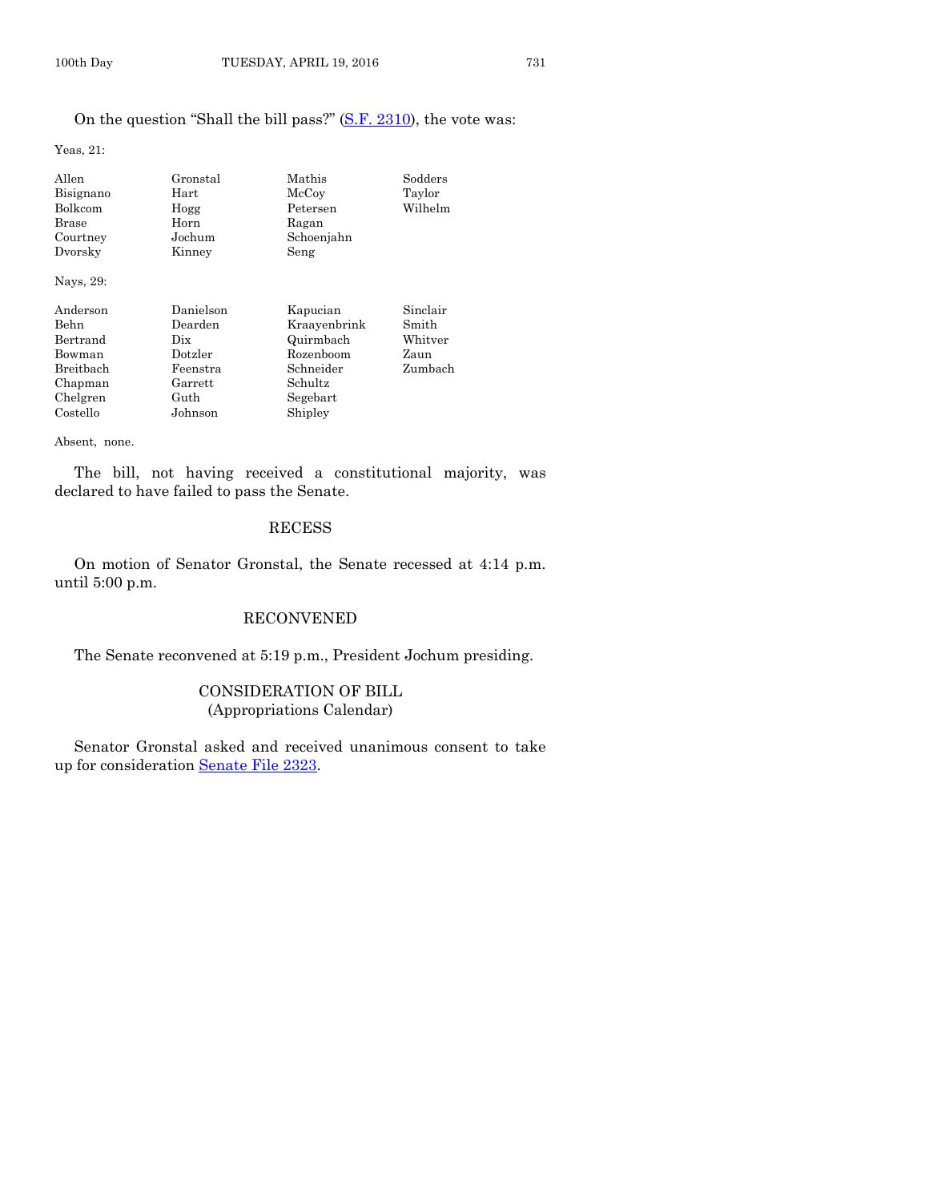On the question "Shall the bill pass?" (S.F. 2310), the vote was:

Yeas, 21:

| | | | |
|---|---|---|---|
| Allen | Gronstal | Mathis | Sodders |
| Bisignano | Hart | McCoy | Taylor |
| Bolkcom | Hogg | Petersen | Wilhelm |
| Brase | Horn | Ragan | |
| Courtney | Jochum | Schoenjahn | |
| Dvorsky | Kinney | Seng | |

Nays, 29:

| | | | |
|---|---|---|---|
| Anderson | Danielson | Kapucian | Sinclair |
| Behn | Dearden | Kraayenbrink | Smith |
| Bertrand | Dix | Quirmbach | Whitver |
| Bowman | Dotzler | Rozenboom | Zaun |
| Breitbach | Feenstra | Schneider | Zumbach |
| Chapman | Garrett | Schultz | |
| Chelgren | Guth | Segebart | |
| Costello | Johnson | Shipley | |

Absent, none.

The bill, not having received a constitutional majority, was declared to have failed to pass the Senate.

## RECESS

On motion of Senator Gronstal, the Senate recessed at 4:14 p.m. until 5:00 p.m.

## RECONVENED

The Senate reconvened at 5:19 p.m., President Jochum presiding.

## CONSIDERATION OF BILL
(Appropriations Calendar)

Senator Gronstal asked and received unanimous consent to take up for consideration Senate File 2323.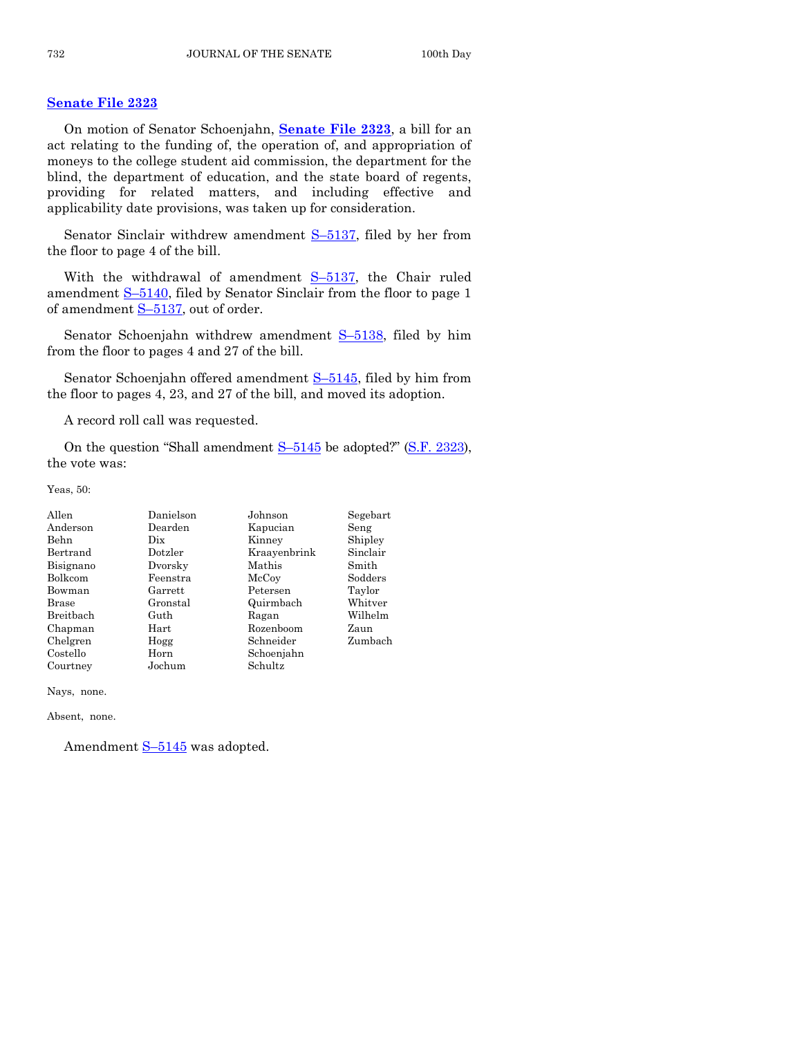## **Senate File 2323**

On motion of Senator Schoenjahn, **Senate File 2323**, a bill for an act relating to the funding of, the operation of, and appropriation of moneys to the college student aid commission, the department for the blind, the department of education, and the state board of regents, providing for related matters, and including effective and applicability date provisions, was taken up for consideration.

Senator Sinclair withdrew amendment S–5137, filed by her from the floor to page 4 of the bill.

With the withdrawal of amendment S–5137, the Chair ruled amendment S–5140, filed by Senator Sinclair from the floor to page 1 of amendment S–5137, out of order.

Senator Schoenjahn withdrew amendment S–5138, filed by him from the floor to pages 4 and 27 of the bill.

Senator Schoenjahn offered amendment S–5145, filed by him from the floor to pages 4, 23, and 27 of the bill, and moved its adoption.

A record roll call was requested.

On the question "Shall amendment S–5145 be adopted?" (S.F. 2323), the vote was:

Yeas, 50:

| | | | |
|---|---|---|---|
| Allen | Danielson | Johnson | Segebart |
| Anderson | Dearden | Kapucian | Seng |
| Behn | Dix | Kinney | Shipley |
| Bertrand | Dotzler | Kraayenbrink | Sinclair |
| Bisignano | Dvorsky | Mathis | Smith |
| Bolkcom | Feenstra | McCoy | Sodders |
| Bowman | Garrett | Petersen | Taylor |
| Brase | Gronstal | Quirmbach | Whitver |
| Breitbach | Guth | Ragan | Wilhelm |
| Chapman | Hart | Rozenboom | Zaun |
| Chelgren | Hogg | Schneider | Zumbach |
| Costello | Horn | Schoenjahn | |
| Courtney | Jochum | Schultz | |

Nays, none.

Absent, none.

Amendment S–5145 was adopted.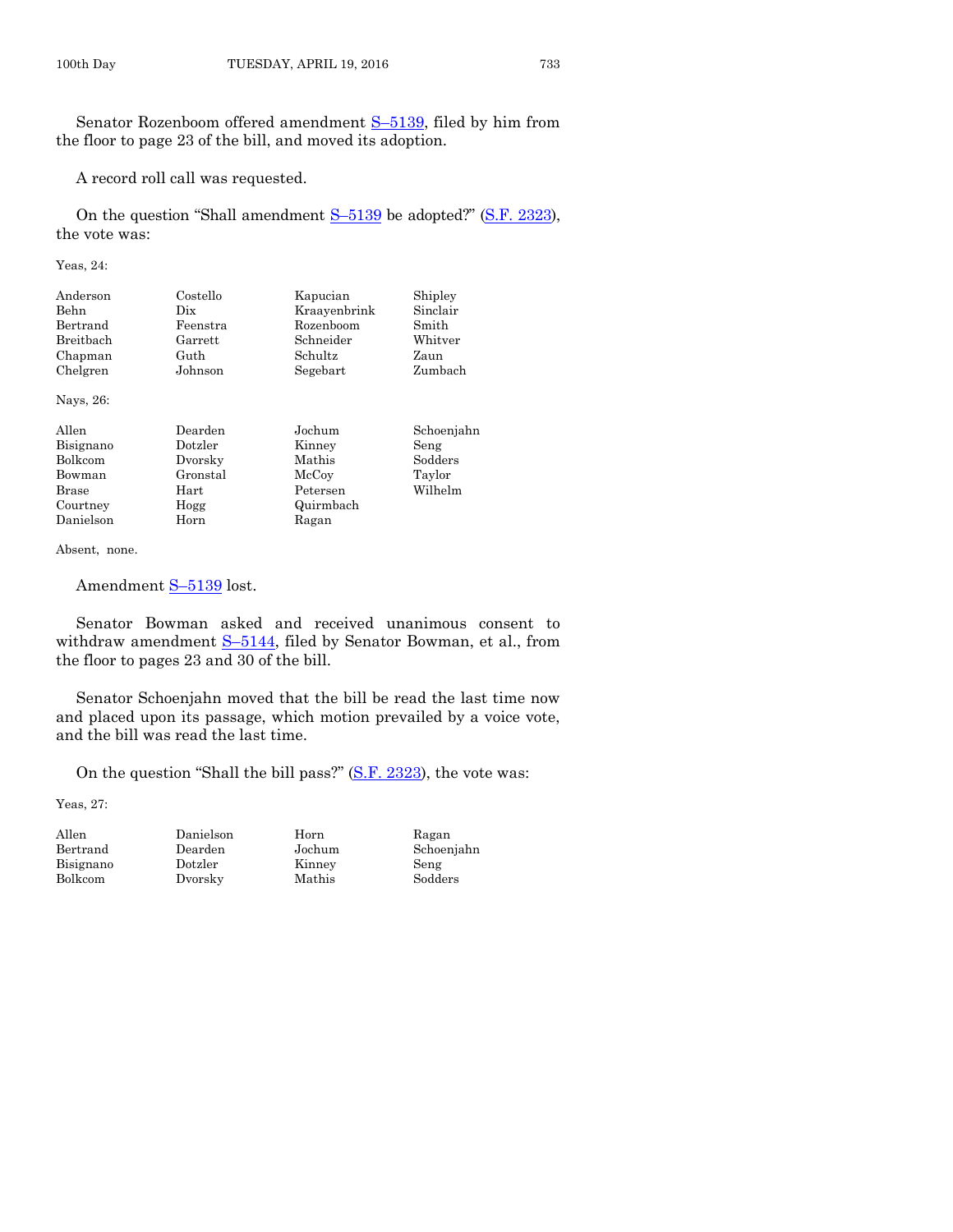Senator Rozenboom offered amendment S–5139, filed by him from the floor to page 23 of the bill, and moved its adoption.

A record roll call was requested.

On the question "Shall amendment S–5139 be adopted?" (S.F. 2323), the vote was:

Yeas, 24:

| | | | |
|---|---|---|---|
| Anderson | Costello | Kapucian | Shipley |
| Behn | Dix | Kraayenbrink | Sinclair |
| Bertrand | Feenstra | Rozenboom | Smith |
| Breitbach | Garrett | Schneider | Whitver |
| Chapman | Guth | Schultz | Zaun |
| Chelgren | Johnson | Segebart | Zumbach |

Nays, 26:

| | | | |
|---|---|---|---|
| Allen | Dearden | Jochum | Schoenjahn |
| Bisignano | Dotzler | Kinney | Seng |
| Bolkcom | Dvorsky | Mathis | Sodders |
| Bowman | Gronstal | McCoy | Taylor |
| Brase | Hart | Petersen | Wilhelm |
| Courtney | Hogg | Quirmbach | |
| Danielson | Horn | Ragan | |

Absent, none.

Amendment S–5139 lost.

Senator Bowman asked and received unanimous consent to withdraw amendment S–5144, filed by Senator Bowman, et al., from the floor to pages 23 and 30 of the bill.

Senator Schoenjahn moved that the bill be read the last time now and placed upon its passage, which motion prevailed by a voice vote, and the bill was read the last time.

On the question "Shall the bill pass?" (S.F. 2323), the vote was:

Yeas, 27:

| | | | |
|---|---|---|---|
| Allen | Danielson | Horn | Ragan |
| Bertrand | Dearden | Jochum | Schoenjahn |
| Bisignano | Dotzler | Kinney | Seng |
| Bolkcom | Dvorsky | Mathis | Sodders |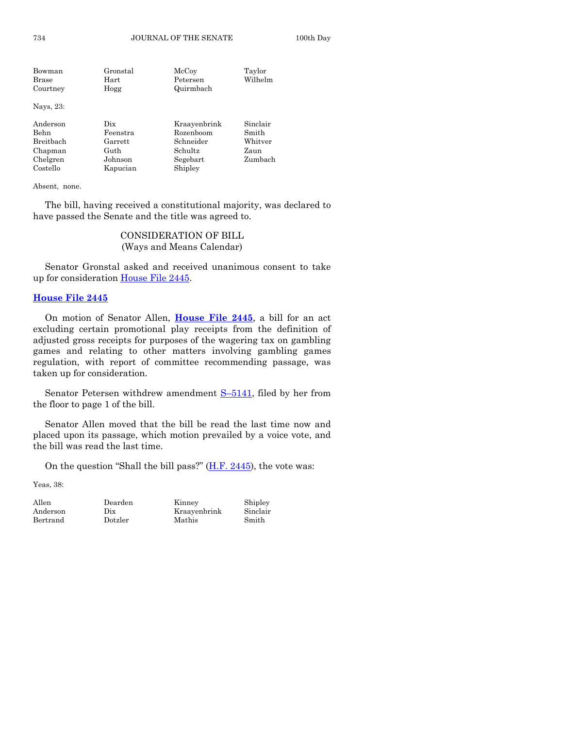| | | | |
|---|---|---|---|
| Bowman | Gronstal | McCoy | Taylor |
| Brase | Hart | Petersen | Wilhelm |
| Courtney | Hogg | Quirmbach | |

Nays, 23:

| | | | |
|---|---|---|---|
| Anderson | Dix | Kraayenbrink | Sinclair |
| Behn | Feenstra | Rozenboom | Smith |
| Breitbach | Garrett | Schneider | Whitver |
| Chapman | Guth | Schultz | Zaun |
| Chelgren | Johnson | Segebart | Zumbach |
| Costello | Kapucian | Shipley | |

Absent, none.

The bill, having received a constitutional majority, was declared to have passed the Senate and the title was agreed to.

## CONSIDERATION OF BILL
(Ways and Means Calendar)

Senator Gronstal asked and received unanimous consent to take up for consideration House File 2445.

### House File 2445

On motion of Senator Allen, **House File 2445**, a bill for an act excluding certain promotional play receipts from the definition of adjusted gross receipts for purposes of the wagering tax on gambling games and relating to other matters involving gambling games regulation, with report of committee recommending passage, was taken up for consideration.

Senator Petersen withdrew amendment S–5141, filed by her from the floor to page 1 of the bill.

Senator Allen moved that the bill be read the last time now and placed upon its passage, which motion prevailed by a voice vote, and the bill was read the last time.

On the question "Shall the bill pass?" (H.F. 2445), the vote was:

Yeas, 38:

| | | | |
|---|---|---|---|
| Allen | Dearden | Kinney | Shipley |
| Anderson | Dix | Kraayenbrink | Sinclair |
| Bertrand | Dotzler | Mathis | Smith |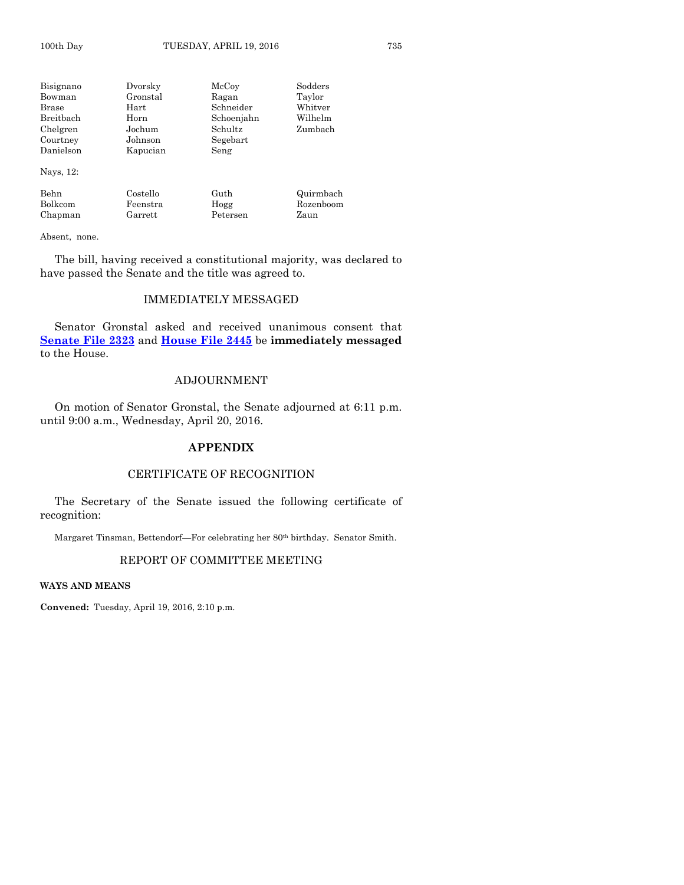| | | | |
|---|---|---|---|
| Bisignano | Dvorsky | McCoy | Sodders |
| Bowman | Gronstal | Ragan | Taylor |
| Brase | Hart | Schneider | Whitver |
| Breitbach | Horn | Schoenjahn | Wilhelm |
| Chelgren | Jochum | Schultz | Zumbach |
| Courtney | Johnson | Segebart | |
| Danielson | Kapucian | Seng | |

Nays, 12:

| | | | |
|---|---|---|---|
| Behn | Costello | Guth | Quirmbach |
| Bolkcom | Feenstra | Hogg | Rozenboom |
| Chapman | Garrett | Petersen | Zaun |

Absent, none.

The bill, having received a constitutional majority, was declared to have passed the Senate and the title was agreed to.

## IMMEDIATELY MESSAGED

Senator Gronstal asked and received unanimous consent that **Senate File 2323** and **House File 2445** be **immediately messaged** to the House.

## ADJOURNMENT

On motion of Senator Gronstal, the Senate adjourned at 6:11 p.m. until 9:00 a.m., Wednesday, April 20, 2016.

## APPENDIX

## CERTIFICATE OF RECOGNITION

The Secretary of the Senate issued the following certificate of recognition:

Margaret Tinsman, Bettendorf—For celebrating her 80th birthday. Senator Smith.

## REPORT OF COMMITTEE MEETING

**WAYS AND MEANS**

**Convened:** Tuesday, April 19, 2016, 2:10 p.m.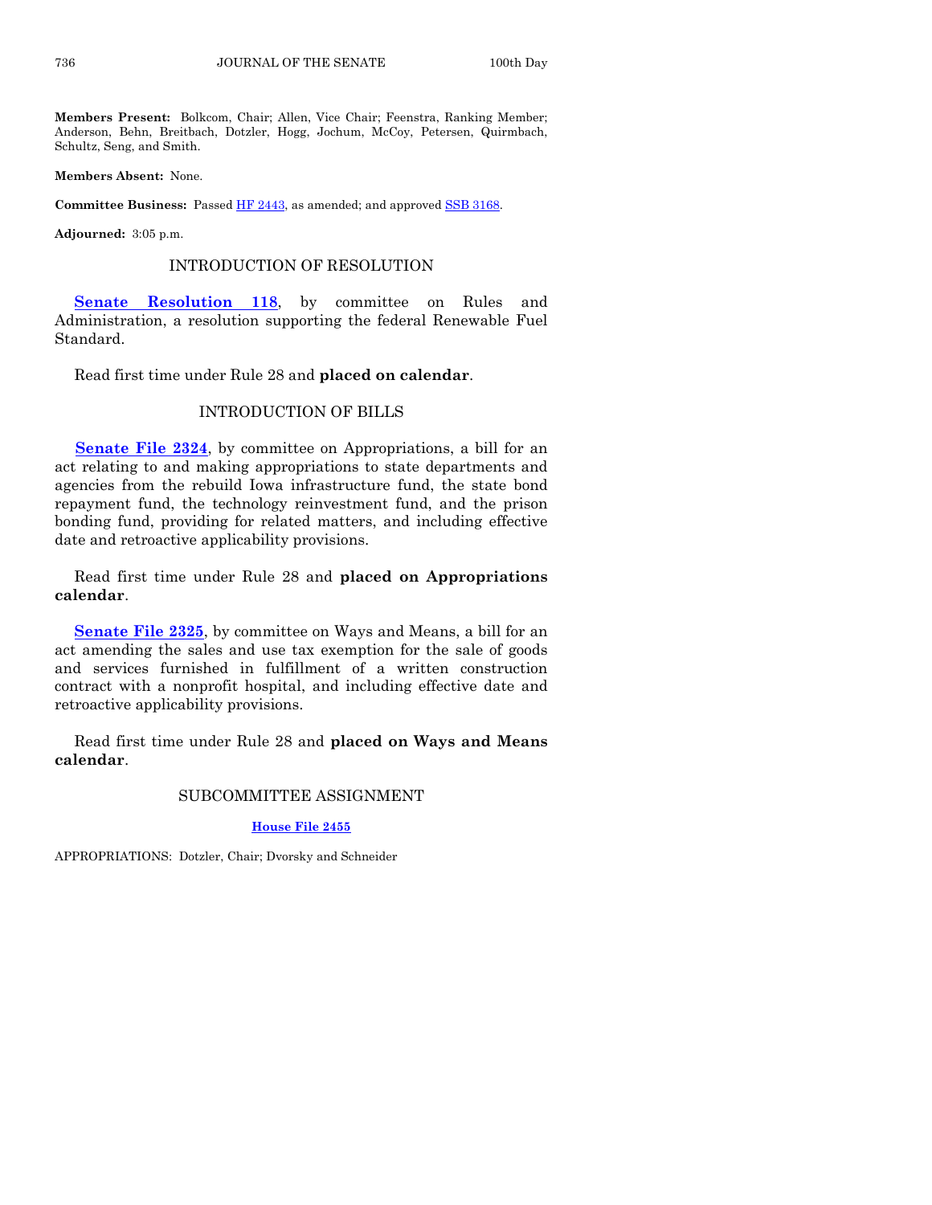**Members Present:** Bolkcom, Chair; Allen, Vice Chair; Feenstra, Ranking Member; Anderson, Behn, Breitbach, Dotzler, Hogg, Jochum, McCoy, Petersen, Quirmbach, Schultz, Seng, and Smith.

**Members Absent:** None.

**Committee Business:** Passed HF 2443, as amended; and approved SSB 3168.

**Adjourned:** 3:05 p.m.

## INTRODUCTION OF RESOLUTION

**Senate Resolution 118**, by committee on Rules and Administration, a resolution supporting the federal Renewable Fuel Standard.

Read first time under Rule 28 and **placed on calendar**.

## INTRODUCTION OF BILLS

**Senate File 2324**, by committee on Appropriations, a bill for an act relating to and making appropriations to state departments and agencies from the rebuild Iowa infrastructure fund, the state bond repayment fund, the technology reinvestment fund, and the prison bonding fund, providing for related matters, and including effective date and retroactive applicability provisions.

Read first time under Rule 28 and **placed on Appropriations calendar**.

**Senate File 2325**, by committee on Ways and Means, a bill for an act amending the sales and use tax exemption for the sale of goods and services furnished in fulfillment of a written construction contract with a nonprofit hospital, and including effective date and retroactive applicability provisions.

Read first time under Rule 28 and **placed on Ways and Means calendar**.

## SUBCOMMITTEE ASSIGNMENT

**House File 2455**

APPROPRIATIONS: Dotzler, Chair; Dvorsky and Schneider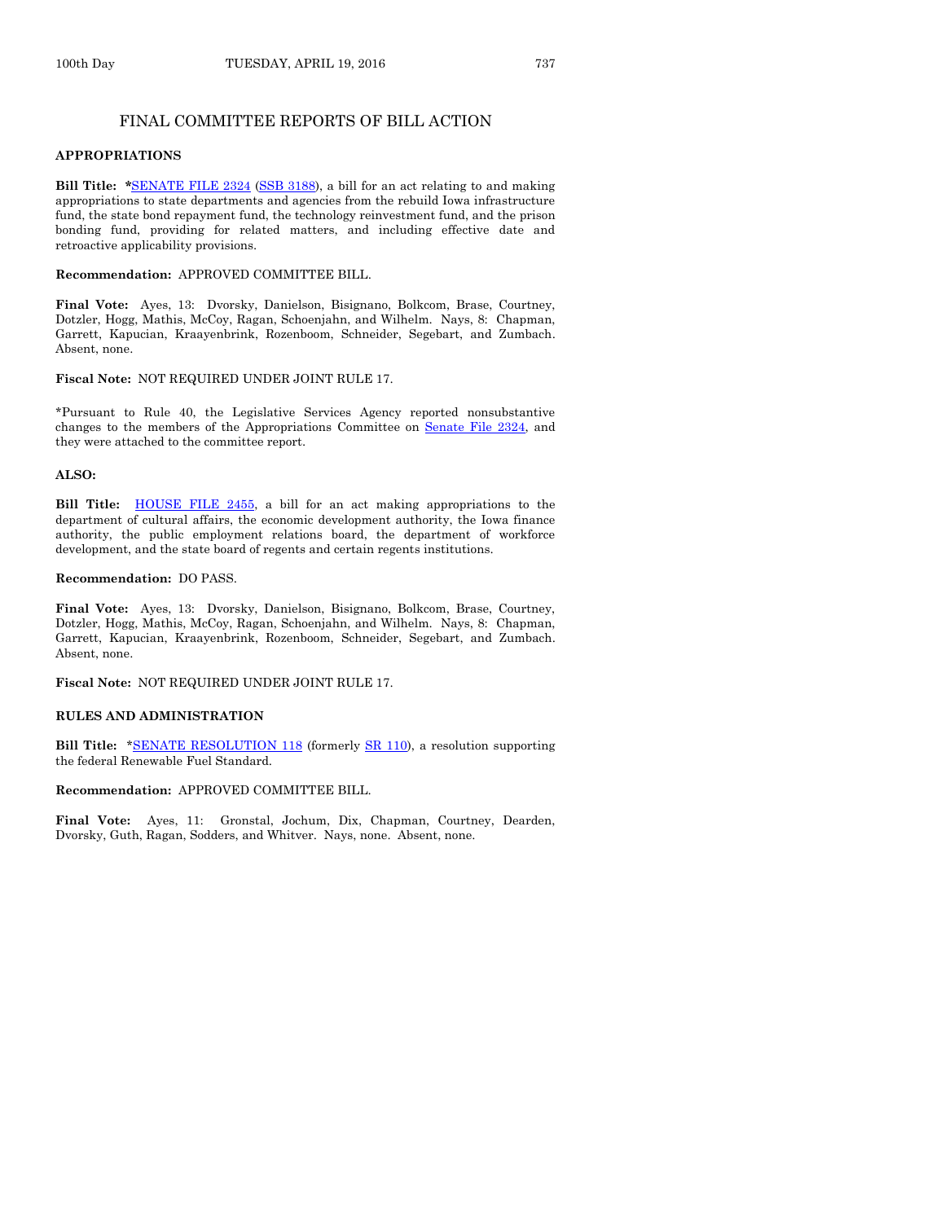## FINAL COMMITTEE REPORTS OF BILL ACTION

**APPROPRIATIONS**

**Bill Title:** *SENATE FILE 2324 (SSB 3188), a bill for an act relating to and making appropriations to state departments and agencies from the rebuild Iowa infrastructure fund, the state bond repayment fund, the technology reinvestment fund, and the prison bonding fund, providing for related matters, and including effective date and retroactive applicability provisions.

**Recommendation:** APPROVED COMMITTEE BILL.

**Final Vote:** Ayes, 13: Dvorsky, Danielson, Bisignano, Bolkcom, Brase, Courtney, Dotzler, Hogg, Mathis, McCoy, Ragan, Schoenjahn, and Wilhelm. Nays, 8: Chapman, Garrett, Kapucian, Kraayenbrink, Rozenboom, Schneider, Segebart, and Zumbach. Absent, none.

**Fiscal Note:** NOT REQUIRED UNDER JOINT RULE 17.

*Pursuant to Rule 40, the Legislative Services Agency reported nonsubstantive changes to the members of the Appropriations Committee on Senate File 2324, and they were attached to the committee report.

**ALSO:**

**Bill Title:** HOUSE FILE 2455, a bill for an act making appropriations to the department of cultural affairs, the economic development authority, the Iowa finance authority, the public employment relations board, the department of workforce development, and the state board of regents and certain regents institutions.

**Recommendation:** DO PASS.

**Final Vote:** Ayes, 13: Dvorsky, Danielson, Bisignano, Bolkcom, Brase, Courtney, Dotzler, Hogg, Mathis, McCoy, Ragan, Schoenjahn, and Wilhelm. Nays, 8: Chapman, Garrett, Kapucian, Kraayenbrink, Rozenboom, Schneider, Segebart, and Zumbach. Absent, none.

**Fiscal Note:** NOT REQUIRED UNDER JOINT RULE 17.

**RULES AND ADMINISTRATION**

**Bill Title:** *SENATE RESOLUTION 118 (formerly SR 110), a resolution supporting the federal Renewable Fuel Standard.

**Recommendation:** APPROVED COMMITTEE BILL.

**Final Vote:** Ayes, 11: Gronstal, Jochum, Dix, Chapman, Courtney, Dearden, Dvorsky, Guth, Ragan, Sodders, and Whitver. Nays, none. Absent, none.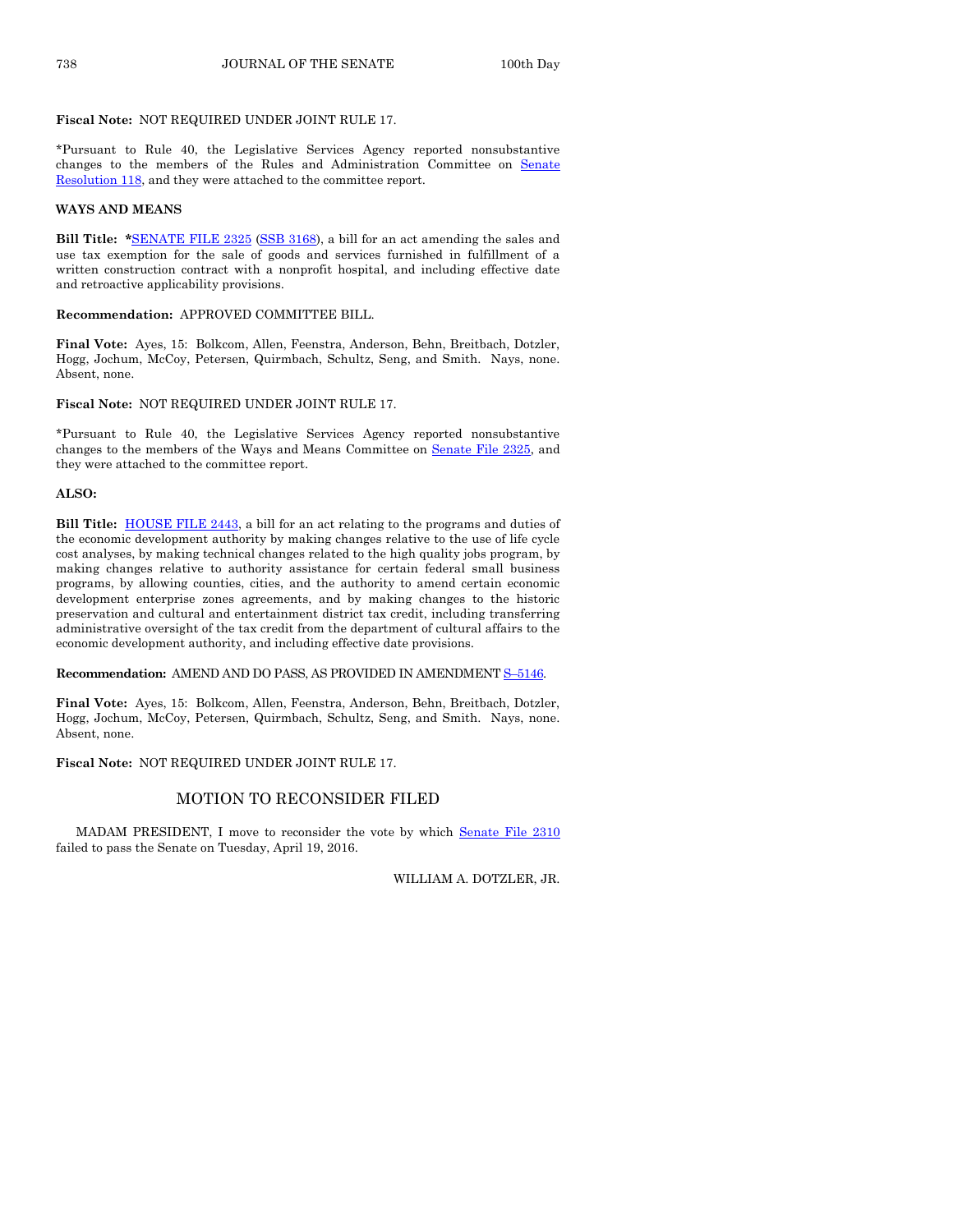**Fiscal Note:** NOT REQUIRED UNDER JOINT RULE 17.

*Pursuant to Rule 40, the Legislative Services Agency reported nonsubstantive changes to the members of the Rules and Administration Committee on Senate Resolution 118, and they were attached to the committee report.

**WAYS AND MEANS**

**Bill Title:** *SENATE FILE 2325 (SSB 3168), a bill for an act amending the sales and use tax exemption for the sale of goods and services furnished in fulfillment of a written construction contract with a nonprofit hospital, and including effective date and retroactive applicability provisions.

**Recommendation:** APPROVED COMMITTEE BILL.

**Final Vote:** Ayes, 15: Bolkcom, Allen, Feenstra, Anderson, Behn, Breitbach, Dotzler, Hogg, Jochum, McCoy, Petersen, Quirmbach, Schultz, Seng, and Smith. Nays, none. Absent, none.

**Fiscal Note:** NOT REQUIRED UNDER JOINT RULE 17.

*Pursuant to Rule 40, the Legislative Services Agency reported nonsubstantive changes to the members of the Ways and Means Committee on Senate File 2325, and they were attached to the committee report.

**ALSO:**

**Bill Title:** HOUSE FILE 2443, a bill for an act relating to the programs and duties of the economic development authority by making changes relative to the use of life cycle cost analyses, by making technical changes related to the high quality jobs program, by making changes relative to authority assistance for certain federal small business programs, by allowing counties, cities, and the authority to amend certain economic development enterprise zones agreements, and by making changes to the historic preservation and cultural and entertainment district tax credit, including transferring administrative oversight of the tax credit from the department of cultural affairs to the economic development authority, and including effective date provisions.

**Recommendation:** AMEND AND DO PASS, AS PROVIDED IN AMENDMENT S–5146.

**Final Vote:** Ayes, 15: Bolkcom, Allen, Feenstra, Anderson, Behn, Breitbach, Dotzler, Hogg, Jochum, McCoy, Petersen, Quirmbach, Schultz, Seng, and Smith. Nays, none. Absent, none.

**Fiscal Note:** NOT REQUIRED UNDER JOINT RULE 17.

## MOTION TO RECONSIDER FILED

MADAM PRESIDENT, I move to reconsider the vote by which Senate File 2310 failed to pass the Senate on Tuesday, April 19, 2016.

WILLIAM A. DOTZLER, JR.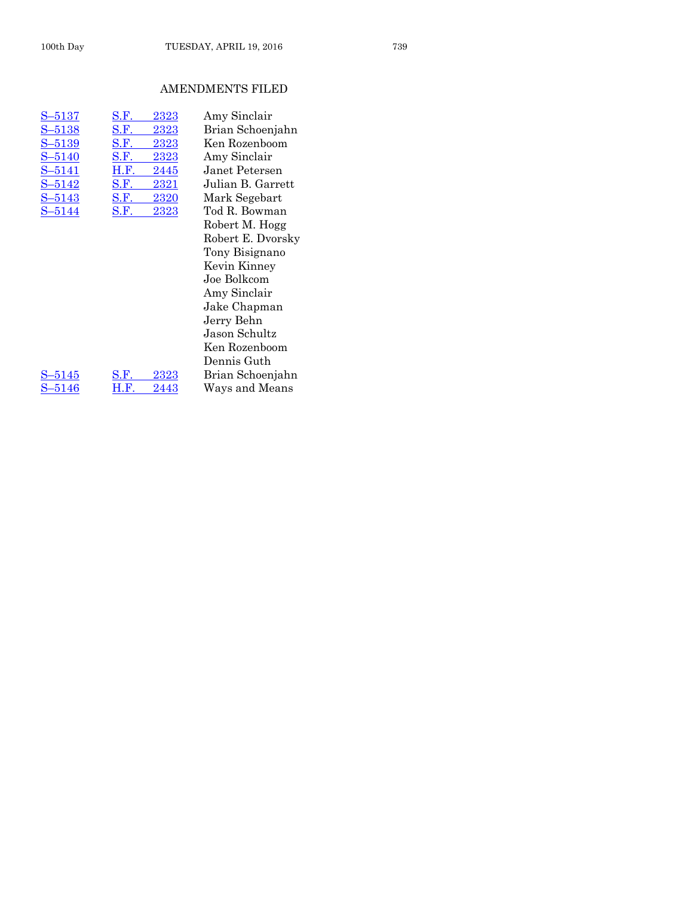## AMENDMENTS FILED

| | | |
|---|---|---|
| S–5137 | S.F. 2323 | Amy Sinclair |
| S–5138 | S.F. 2323 | Brian Schoenjahn |
| S–5139 | S.F. 2323 | Ken Rozenboom |
| S–5140 | S.F. 2323 | Amy Sinclair |
| S–5141 | H.F. 2445 | Janet Petersen |
| S–5142 | S.F. 2321 | Julian B. Garrett |
| S–5143 | S.F. 2320 | Mark Segebart |
| S–5144 | S.F. 2323 | Tod R. Bowman |
| | | Robert M. Hogg |
| | | Robert E. Dvorsky |
| | | Tony Bisignano |
| | | Kevin Kinney |
| | | Joe Bolkcom |
| | | Amy Sinclair |
| | | Jake Chapman |
| | | Jerry Behn |
| | | Jason Schultz |
| | | Ken Rozenboom |
| | | Dennis Guth |
| S–5145 | S.F. 2323 | Brian Schoenjahn |
| S–5146 | H.F. 2443 | Ways and Means |